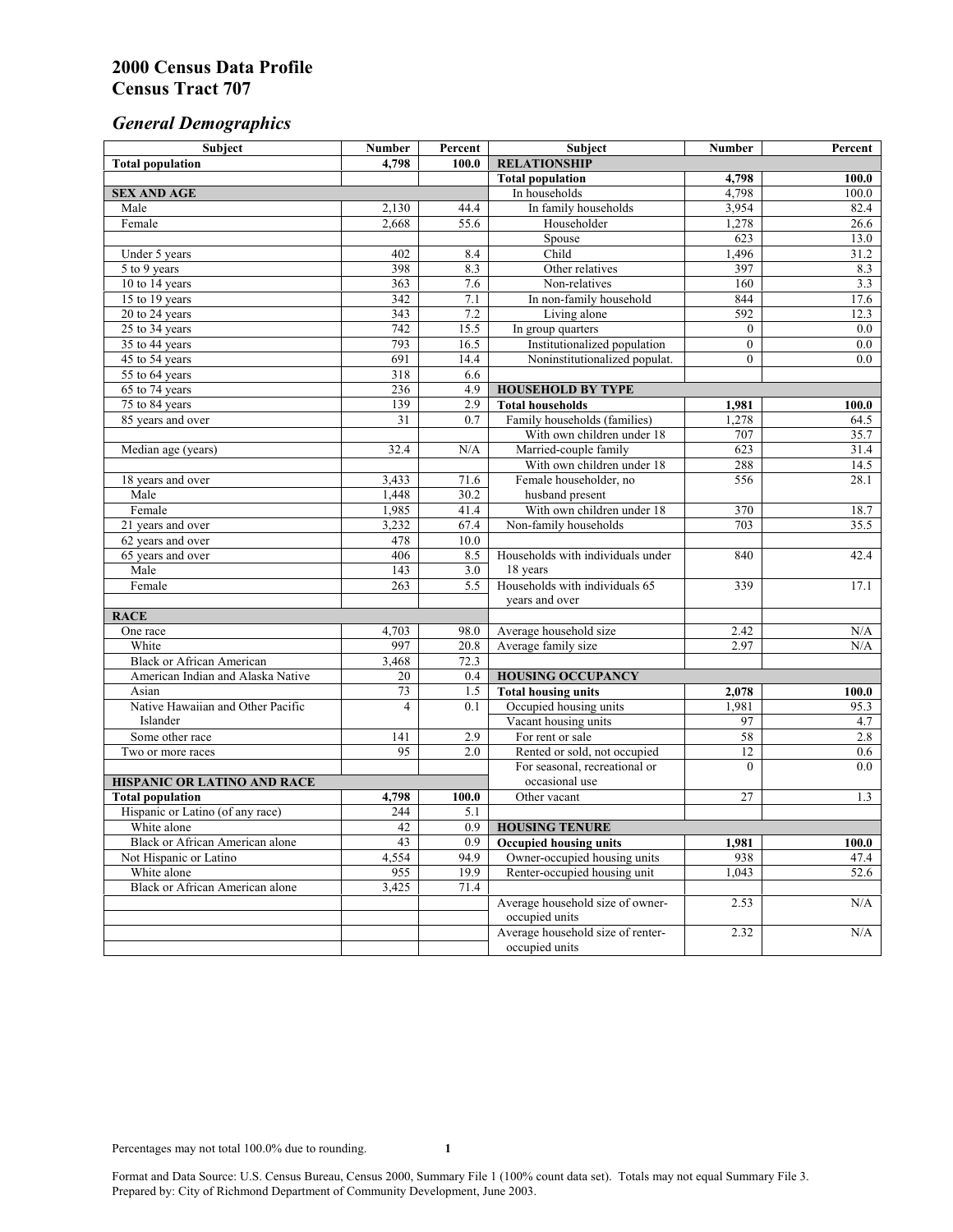# 2000 Census Data Profile
# Census Tract 707

## *General Demographics*

| Subject | Number | Percent | Subject | Number | Percent |
|---|---|---|---|---|---|
| **Total population** | **4,798** | **100.0** | **RELATIONSHIP** | | |
| | | | **Total population** | **4,798** | **100.0** |
| **SEX AND AGE** | | | In households | 4,798 | 100.0 |
| Male | 2,130 | 44.4 | In family households | 3,954 | 82.4 |
| Female | 2,668 | 55.6 | Householder | 1,278 | 26.6 |
| | | | Spouse | 623 | 13.0 |
| Under 5 years | 402 | 8.4 | Child | 1,496 | 31.2 |
| 5 to 9 years | 398 | 8.3 | Other relatives | 397 | 8.3 |
| 10 to 14 years | 363 | 7.6 | Non-relatives | 160 | 3.3 |
| 15 to 19 years | 342 | 7.1 | In non-family household | 844 | 17.6 |
| 20 to 24 years | 343 | 7.2 | Living alone | 592 | 12.3 |
| 25 to 34 years | 742 | 15.5 | In group quarters | 0 | 0.0 |
| 35 to 44 years | 793 | 16.5 | Institutionalized population | 0 | 0.0 |
| 45 to 54 years | 691 | 14.4 | Noninstitutionalized populat. | 0 | 0.0 |
| 55 to 64 years | 318 | 6.6 | | | |
| 65 to 74 years | 236 | 4.9 | **HOUSEHOLD BY TYPE** | | |
| 75 to 84 years | 139 | 2.9 | **Total households** | **1,981** | **100.0** |
| 85 years and over | 31 | 0.7 | Family households (families) | 1,278 | 64.5 |
| | | | With own children under 18 | 707 | 35.7 |
| Median age (years) | 32.4 | N/A | Married-couple family | 623 | 31.4 |
| | | | With own children under 18 | 288 | 14.5 |
| 18 years and over | 3,433 | 71.6 | Female householder, no husband present | 556 | 28.1 |
| Male | 1,448 | 30.2 | | | |
| Female | 1,985 | 41.4 | With own children under 18 | 370 | 18.7 |
| 21 years and over | 3,232 | 67.4 | Non-family households | 703 | 35.5 |
| 62 years and over | 478 | 10.0 | | | |
| 65 years and over | 406 | 8.5 | Households with individuals under 18 years | 840 | 42.4 |
| Male | 143 | 3.0 | | | |
| Female | 263 | 5.5 | Households with individuals 65 years and over | 339 | 17.1 |
| **RACE** | | | | | |
| One race | 4,703 | 98.0 | Average household size | 2.42 | N/A |
| White | 997 | 20.8 | Average family size | 2.97 | N/A |
| Black or African American | 3,468 | 72.3 | | | |
| American Indian and Alaska Native | 20 | 0.4 | **HOUSING OCCUPANCY** | | |
| Asian | 73 | 1.5 | **Total housing units** | **2,078** | **100.0** |
| Native Hawaiian and Other Pacific Islander | 4 | 0.1 | Occupied housing units | 1,981 | 95.3 |
| | | | Vacant housing units | 97 | 4.7 |
| Some other race | 141 | 2.9 | For rent or sale | 58 | 2.8 |
| Two or more races | 95 | 2.0 | Rented or sold, not occupied | 12 | 0.6 |
| | | | For seasonal, recreational or occasional use | 0 | 0.0 |
| **HISPANIC OR LATINO AND RACE** | | | | | |
| **Total population** | **4,798** | **100.0** | Other vacant | 27 | 1.3 |
| Hispanic or Latino (of any race) | 244 | 5.1 | | | |
| White alone | 42 | 0.9 | **HOUSING TENURE** | | |
| Black or African American alone | 43 | 0.9 | **Occupied housing units** | **1,981** | **100.0** |
| Not Hispanic or Latino | 4,554 | 94.9 | Owner-occupied housing units | 938 | 47.4 |
| White alone | 955 | 19.9 | Renter-occupied housing unit | 1,043 | 52.6 |
| Black or African American alone | 3,425 | 71.4 | | | |
| | | | Average household size of owner-occupied units | 2.53 | N/A |
| | | | Average household size of renter-occupied units | 2.32 | N/A |

Percentages may not total 100.0% due to rounding.

Format and Data Source: U.S. Census Bureau, Census 2000, Summary File 1 (100% count data set). Totals may not equal Summary File 3.
Prepared by: City of Richmond Department of Community Development, June 2003.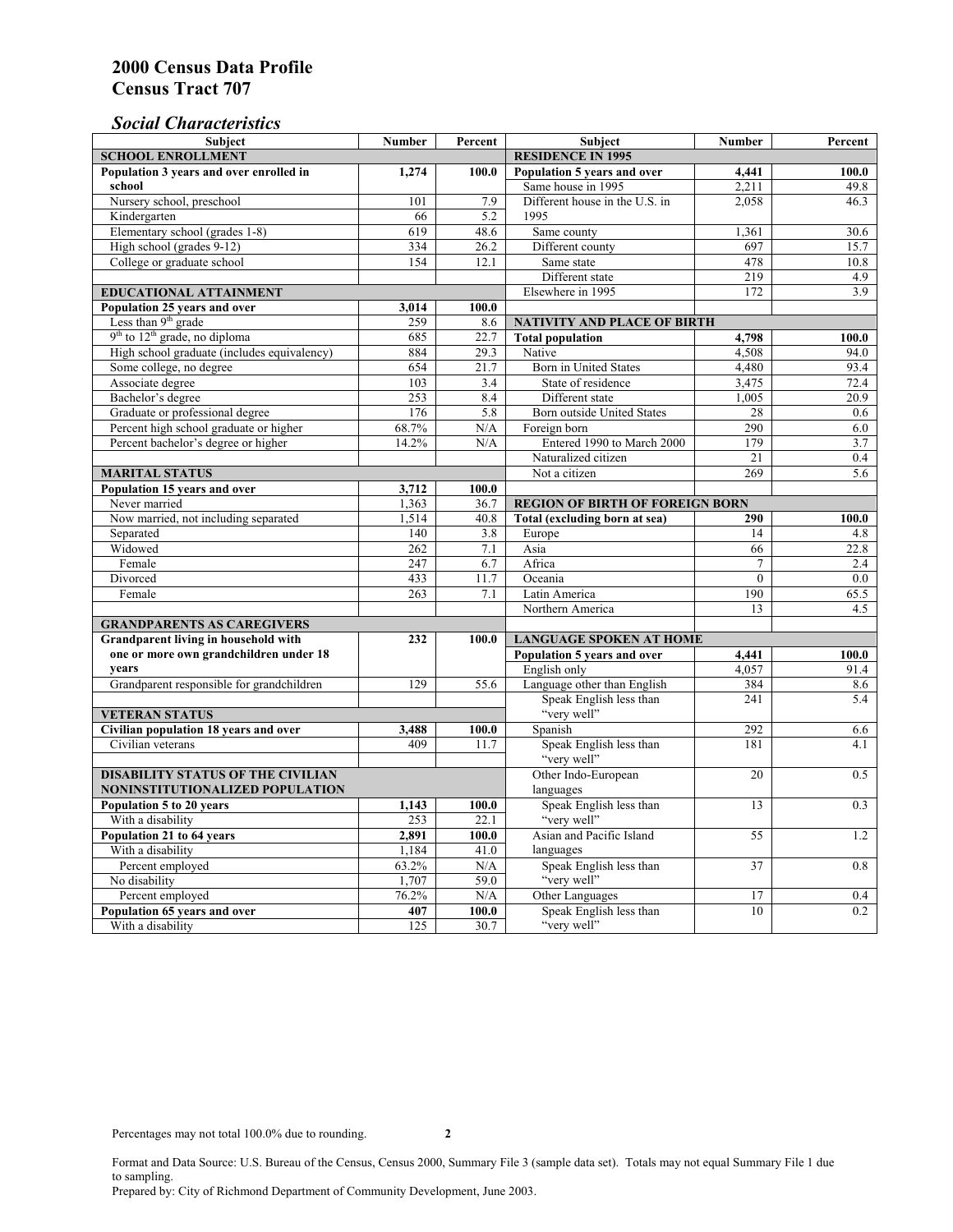# 2000 Census Data Profile
# Census Tract 707

## *Social Characteristics*

| Subject | Number | Percent |
|---|---|---|
| **SCHOOL ENROLLMENT** | | |
| **Population 3 years and over enrolled in school** | **1,274** | **100.0** |
| Nursery school, preschool | 101 | 7.9 |
| Kindergarten | 66 | 5.2 |
| Elementary school (grades 1-8) | 619 | 48.6 |
| High school (grades 9-12) | 334 | 26.2 |
| College or graduate school | 154 | 12.1 |
| **EDUCATIONAL ATTAINMENT** | | |
| **Population 25 years and over** | **3,014** | **100.0** |
| Less than 9th grade | 259 | 8.6 |
| 9th to 12th grade, no diploma | 685 | 22.7 |
| High school graduate (includes equivalency) | 884 | 29.3 |
| Some college, no degree | 654 | 21.7 |
| Associate degree | 103 | 3.4 |
| Bachelor's degree | 253 | 8.4 |
| Graduate or professional degree | 176 | 5.8 |
| Percent high school graduate or higher | 68.7% | N/A |
| Percent bachelor's degree or higher | 14.2% | N/A |
| **MARITAL STATUS** | | |
| **Population 15 years and over** | **3,712** | **100.0** |
| Never married | 1,363 | 36.7 |
| Now married, not including separated | 1,514 | 40.8 |
| Separated | 140 | 3.8 |
| Widowed | 262 | 7.1 |
| Female | 247 | 6.7 |
| Divorced | 433 | 11.7 |
| Female | 263 | 7.1 |
| **GRANDPARENTS AS CAREGIVERS** | | |
| **Grandparent living in household with one or more own grandchildren under 18 years** | **232** | **100.0** |
| Grandparent responsible for grandchildren | 129 | 55.6 |
| **VETERAN STATUS** | | |
| **Civilian population 18 years and over** | **3,488** | **100.0** |
| Civilian veterans | 409 | 11.7 |
| **DISABILITY STATUS OF THE CIVILIAN NONINSTITUTIONALIZED POPULATION** | | |
| **Population 5 to 20 years** | **1,143** | **100.0** |
| With a disability | 253 | 22.1 |
| **Population 21 to 64 years** | **2,891** | **100.0** |
| With a disability | 1,184 | 41.0 |
| Percent employed | 63.2% | N/A |
| No disability | 1,707 | 59.0 |
| Percent employed | 76.2% | N/A |
| **Population 65 years and over** | **407** | **100.0** |
| With a disability | 125 | 30.7 |

| Subject | Number | Percent |
|---|---|---|
| **RESIDENCE IN 1995** | | |
| **Population 5 years and over** | **4,441** | **100.0** |
| Same house in 1995 | 2,211 | 49.8 |
| Different house in the U.S. in 1995 | 2,058 | 46.3 |
| Same county | 1,361 | 30.6 |
| Different county | 697 | 15.7 |
| Same state | 478 | 10.8 |
| Different state | 219 | 4.9 |
| Elsewhere in 1995 | 172 | 3.9 |
| **NATIVITY AND PLACE OF BIRTH** | | |
| **Total population** | **4,798** | **100.0** |
| Native | 4,508 | 94.0 |
| Born in United States | 4,480 | 93.4 |
| State of residence | 3,475 | 72.4 |
| Different state | 1,005 | 20.9 |
| Born outside United States | 28 | 0.6 |
| Foreign born | 290 | 6.0 |
| Entered 1990 to March 2000 | 179 | 3.7 |
| Naturalized citizen | 21 | 0.4 |
| Not a citizen | 269 | 5.6 |
| **REGION OF BIRTH OF FOREIGN BORN** | | |
| **Total (excluding born at sea)** | **290** | **100.0** |
| Europe | 14 | 4.8 |
| Asia | 66 | 22.8 |
| Africa | 7 | 2.4 |
| Oceania | 0 | 0.0 |
| Latin America | 190 | 65.5 |
| Northern America | 13 | 4.5 |
| **LANGUAGE SPOKEN AT HOME** | | |
| **Population 5 years and over** | **4,441** | **100.0** |
| English only | 4,057 | 91.4 |
| Language other than English | 384 | 8.6 |
| Speak English less than "very well" | 241 | 5.4 |
| Spanish | 292 | 6.6 |
| Speak English less than "very well" | 181 | 4.1 |
| Other Indo-European languages | 20 | 0.5 |
| Speak English less than "very well" | 13 | 0.3 |
| Asian and Pacific Island languages | 55 | 1.2 |
| Speak English less than "very well" | 37 | 0.8 |
| Other Languages | 17 | 0.4 |
| Speak English less than "very well" | 10 | 0.2 |

Percentages may not total 100.0% due to rounding.

Format and Data Source: U.S. Bureau of the Census, Census 2000, Summary File 3 (sample data set). Totals may not equal Summary File 1 due to sampling.
Prepared by: City of Richmond Department of Community Development, June 2003.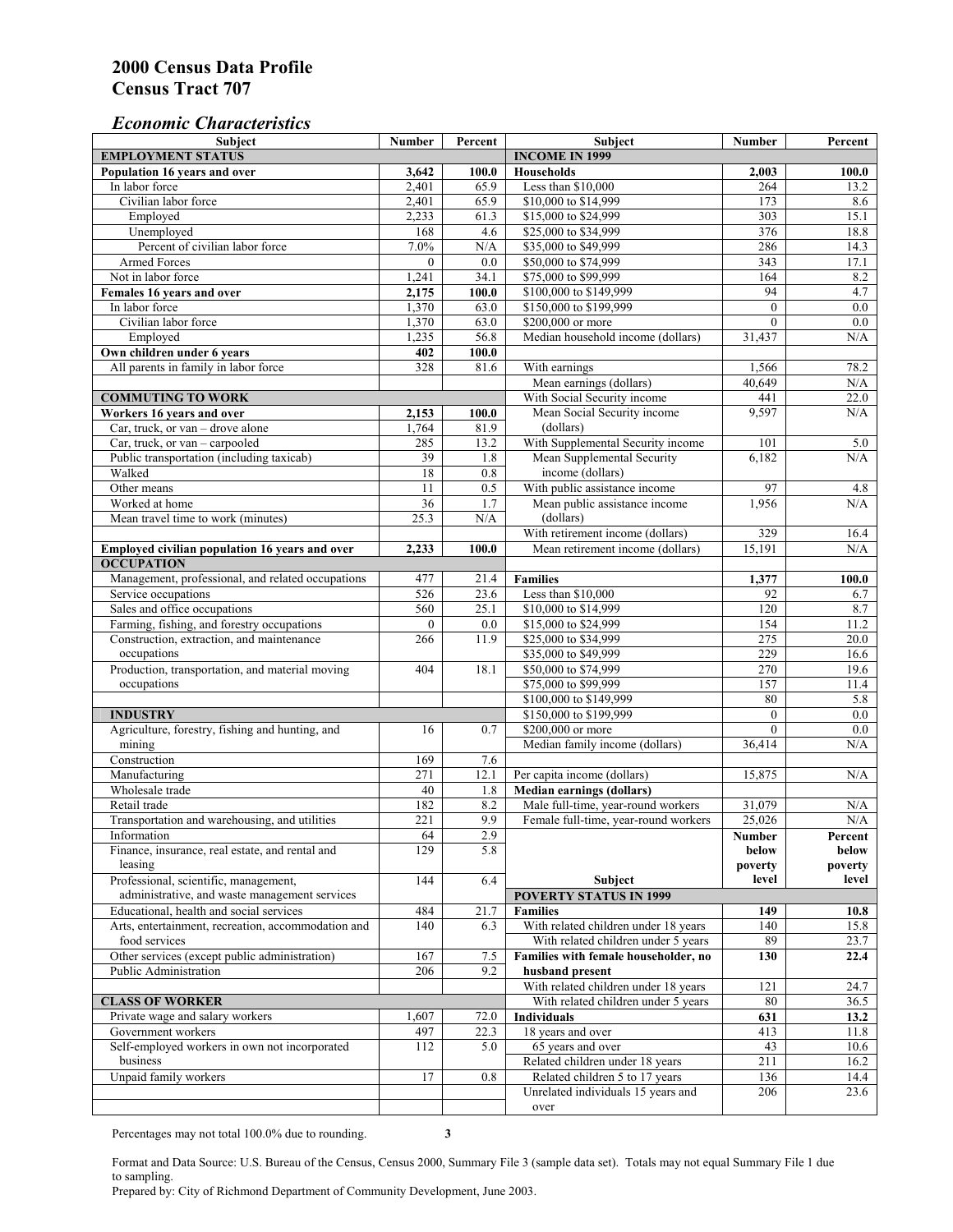# 2000 Census Data Profile
# Census Tract 707

## *Economic Characteristics*

| Subject | Number | Percent |
|---|---|---|
| **EMPLOYMENT STATUS** | | |
| **Population 16 years and over** | **3,642** | **100.0** |
| In labor force | 2,401 | 65.9 |
| Civilian labor force | 2,401 | 65.9 |
| Employed | 2,233 | 61.3 |
| Unemployed | 168 | 4.6 |
| Percent of civilian labor force | 7.0% | N/A |
| Armed Forces | 0 | 0.0 |
| Not in labor force | 1,241 | 34.1 |
| **Females 16 years and over** | **2,175** | **100.0** |
| In labor force | 1,370 | 63.0 |
| Civilian labor force | 1,370 | 63.0 |
| Employed | 1,235 | 56.8 |
| **Own children under 6 years** | **402** | **100.0** |
| All parents in family in labor force | 328 | 81.6 |
| **COMMUTING TO WORK** | | |
| **Workers 16 years and over** | **2,153** | **100.0** |
| Car, truck, or van – drove alone | 1,764 | 81.9 |
| Car, truck, or van – carpooled | 285 | 13.2 |
| Public transportation (including taxicab) | 39 | 1.8 |
| Walked | 18 | 0.8 |
| Other means | 11 | 0.5 |
| Worked at home | 36 | 1.7 |
| Mean travel time to work (minutes) | 25.3 | N/A |
| **Employed civilian population 16 years and over** | **2,233** | **100.0** |
| **OCCUPATION** | | |
| Management, professional, and related occupations | 477 | 21.4 |
| Service occupations | 526 | 23.6 |
| Sales and office occupations | 560 | 25.1 |
| Farming, fishing, and forestry occupations | 0 | 0.0 |
| Construction, extraction, and maintenance occupations | 266 | 11.9 |
| Production, transportation, and material moving occupations | 404 | 18.1 |
| **INDUSTRY** | | |
| Agriculture, forestry, fishing and hunting, and mining | 16 | 0.7 |
| Construction | 169 | 7.6 |
| Manufacturing | 271 | 12.1 |
| Wholesale trade | 40 | 1.8 |
| Retail trade | 182 | 8.2 |
| Transportation and warehousing, and utilities | 221 | 9.9 |
| Information | 64 | 2.9 |
| Finance, insurance, real estate, and rental and leasing | 129 | 5.8 |
| Professional, scientific, management, administrative, and waste management services | 144 | 6.4 |
| Educational, health and social services | 484 | 21.7 |
| Arts, entertainment, recreation, accommodation and food services | 140 | 6.3 |
| Other services (except public administration) | 167 | 7.5 |
| Public Administration | 206 | 9.2 |
| **CLASS OF WORKER** | | |
| Private wage and salary workers | 1,607 | 72.0 |
| Government workers | 497 | 22.3 |
| Self-employed workers in own not incorporated business | 112 | 5.0 |
| Unpaid family workers | 17 | 0.8 |

| Subject | Number | Percent |
|---|---|---|
| **INCOME IN 1999** | | |
| **Households** | **2,003** | **100.0** |
| Less than $10,000 | 264 | 13.2 |
| $10,000 to $14,999 | 173 | 8.6 |
| $15,000 to $24,999 | 303 | 15.1 |
| $25,000 to $34,999 | 376 | 18.8 |
| $35,000 to $49,999 | 286 | 14.3 |
| $50,000 to $74,999 | 343 | 17.1 |
| $75,000 to $99,999 | 164 | 8.2 |
| $100,000 to $149,999 | 94 | 4.7 |
| $150,000 to $199,999 | 0 | 0.0 |
| $200,000 or more | 0 | 0.0 |
| Median household income (dollars) | 31,437 | N/A |
| With earnings | 1,566 | 78.2 |
| Mean earnings (dollars) | 40,649 | N/A |
| With Social Security income | 441 | 22.0 |
| Mean Social Security income (dollars) | 9,597 | N/A |
| With Supplemental Security income | 101 | 5.0 |
| Mean Supplemental Security income (dollars) | 6,182 | N/A |
| With public assistance income | 97 | 4.8 |
| Mean public assistance income (dollars) | 1,956 | N/A |
| With retirement income (dollars) | 329 | 16.4 |
| Mean retirement income (dollars) | 15,191 | N/A |
| **Families** | **1,377** | **100.0** |
| Less than $10,000 | 92 | 6.7 |
| $10,000 to $14,999 | 120 | 8.7 |
| $15,000 to $24,999 | 154 | 11.2 |
| $25,000 to $34,999 | 275 | 20.0 |
| $35,000 to $49,999 | 229 | 16.6 |
| $50,000 to $74,999 | 270 | 19.6 |
| $75,000 to $99,999 | 157 | 11.4 |
| $100,000 to $149,999 | 80 | 5.8 |
| $150,000 to $199,999 | 0 | 0.0 |
| $200,000 or more | 0 | 0.0 |
| Median family income (dollars) | 36,414 | N/A |
| Per capita income (dollars) | 15,875 | N/A |
| **Median earnings (dollars)** | | |
| Male full-time, year-round workers | 31,079 | N/A |
| Female full-time, year-round workers | 25,026 | N/A |

| Subject | Number below poverty level | Percent below poverty level |
|---|---|---|
| **POVERTY STATUS IN 1999** | | |
| **Families** | **149** | **10.8** |
| With related children under 18 years | 140 | 15.8 |
| With related children under 5 years | 89 | 23.7 |
| **Families with female householder, no husband present** | **130** | **22.4** |
| With related children under 18 years | 121 | 24.7 |
| With related children under 5 years | 80 | 36.5 |
| **Individuals** | **631** | **13.2** |
| 18 years and over | 413 | 11.8 |
| 65 years and over | 43 | 10.6 |
| Related children under 18 years | 211 | 16.2 |
| Related children 5 to 17 years | 136 | 14.4 |
| Unrelated individuals 15 years and over | 206 | 23.6 |

Percentages may not total 100.0% due to rounding.

Format and Data Source: U.S. Bureau of the Census, Census 2000, Summary File 3 (sample data set). Totals may not equal Summary File 1 due to sampling.
Prepared by: City of Richmond Department of Community Development, June 2003.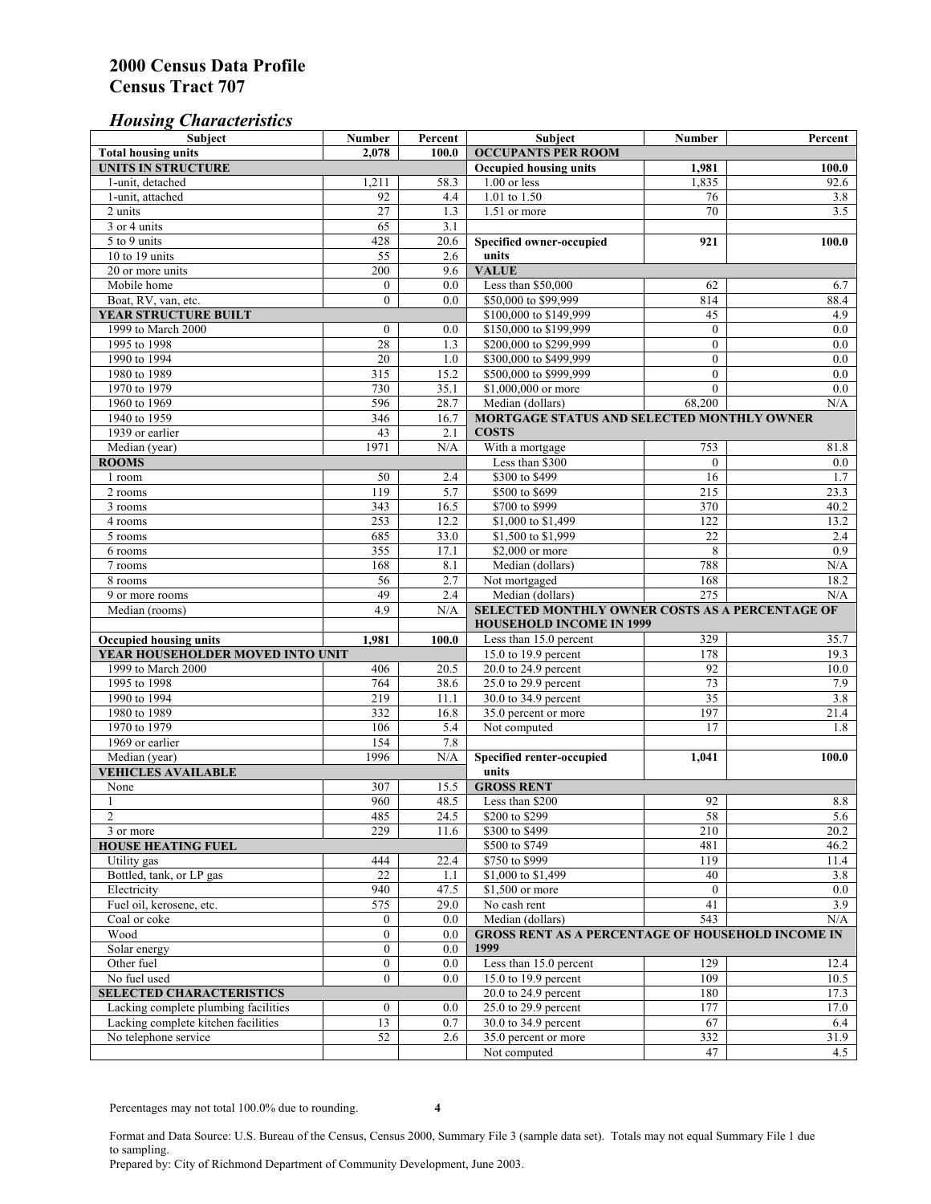# 2000 Census Data Profile
# Census Tract 707

## *Housing Characteristics*

| Subject | Number | Percent | Subject | Number | Percent |
|---|---|---|---|---|---|
| **Total housing units** | **2,078** | **100.0** | **OCCUPANTS PER ROOM** | | |
| **UNITS IN STRUCTURE** | | | **Occupied housing units** | **1,981** | **100.0** |
| 1-unit, detached | 1,211 | 58.3 | 1.00 or less | 1,835 | 92.6 |
| 1-unit, attached | 92 | 4.4 | 1.01 to 1.50 | 76 | 3.8 |
| 2 units | 27 | 1.3 | 1.51 or more | 70 | 3.5 |
| 3 or 4 units | 65 | 3.1 | | | |
| 5 to 9 units | 428 | 20.6 | **Specified owner-occupied units** | **921** | **100.0** |
| 10 to 19 units | 55 | 2.6 | | | |
| 20 or more units | 200 | 9.6 | **VALUE** | | |
| Mobile home | 0 | 0.0 | Less than $50,000 | 62 | 6.7 |
| Boat, RV, van, etc. | 0 | 0.0 | $50,000 to $99,999 | 814 | 88.4 |
| **YEAR STRUCTURE BUILT** | | | $100,000 to $149,999 | 45 | 4.9 |
| 1999 to March 2000 | 0 | 0.0 | $150,000 to $199,999 | 0 | 0.0 |
| 1995 to 1998 | 28 | 1.3 | $200,000 to $299,999 | 0 | 0.0 |
| 1990 to 1994 | 20 | 1.0 | $300,000 to $499,999 | 0 | 0.0 |
| 1980 to 1989 | 315 | 15.2 | $500,000 to $999,999 | 0 | 0.0 |
| 1970 to 1979 | 730 | 35.1 | $1,000,000 or more | 0 | 0.0 |
| 1960 to 1969 | 596 | 28.7 | Median (dollars) | 68,200 | N/A |
| 1940 to 1959 | 346 | 16.7 | **MORTGAGE STATUS AND SELECTED MONTHLY OWNER COSTS** | | |
| 1939 or earlier | 43 | 2.1 | | | |
| Median (year) | 1971 | N/A | With a mortgage | 753 | 81.8 |
| **ROOMS** | | | Less than $300 | 0 | 0.0 |
| 1 room | 50 | 2.4 | $300 to $499 | 16 | 1.7 |
| 2 rooms | 119 | 5.7 | $500 to $699 | 215 | 23.3 |
| 3 rooms | 343 | 16.5 | $700 to $999 | 370 | 40.2 |
| 4 rooms | 253 | 12.2 | $1,000 to $1,499 | 122 | 13.2 |
| 5 rooms | 685 | 33.0 | $1,500 to $1,999 | 22 | 2.4 |
| 6 rooms | 355 | 17.1 | $2,000 or more | 8 | 0.9 |
| 7 rooms | 168 | 8.1 | Median (dollars) | 788 | N/A |
| 8 rooms | 56 | 2.7 | Not mortgaged | 168 | 18.2 |
| 9 or more rooms | 49 | 2.4 | Median (dollars) | 275 | N/A |
| Median (rooms) | 4.9 | N/A | **SELECTED MONTHLY OWNER COSTS AS A PERCENTAGE OF HOUSEHOLD INCOME IN 1999** | | |
| | | | | | |
| **Occupied housing units** | **1,981** | **100.0** | Less than 15.0 percent | 329 | 35.7 |
| **YEAR HOUSEHOLDER MOVED INTO UNIT** | | | 15.0 to 19.9 percent | 178 | 19.3 |
| 1999 to March 2000 | 406 | 20.5 | 20.0 to 24.9 percent | 92 | 10.0 |
| 1995 to 1998 | 764 | 38.6 | 25.0 to 29.9 percent | 73 | 7.9 |
| 1990 to 1994 | 219 | 11.1 | 30.0 to 34.9 percent | 35 | 3.8 |
| 1980 to 1989 | 332 | 16.8 | 35.0 percent or more | 197 | 21.4 |
| 1970 to 1979 | 106 | 5.4 | Not computed | 17 | 1.8 |
| 1969 or earlier | 154 | 7.8 | | | |
| Median (year) | 1996 | N/A | **Specified renter-occupied units** | **1,041** | **100.0** |
| **VEHICLES AVAILABLE** | | | | | |
| None | 307 | 15.5 | **GROSS RENT** | | |
| 1 | 960 | 48.5 | Less than $200 | 92 | 8.8 |
| 2 | 485 | 24.5 | $200 to $299 | 58 | 5.6 |
| 3 or more | 229 | 11.6 | $300 to $499 | 210 | 20.2 |
| **HOUSE HEATING FUEL** | | | $500 to $749 | 481 | 46.2 |
| Utility gas | 444 | 22.4 | $750 to $999 | 119 | 11.4 |
| Bottled, tank, or LP gas | 22 | 1.1 | $1,000 to $1,499 | 40 | 3.8 |
| Electricity | 940 | 47.5 | $1,500 or more | 0 | 0.0 |
| Fuel oil, kerosene, etc. | 575 | 29.0 | No cash rent | 41 | 3.9 |
| Coal or coke | 0 | 0.0 | Median (dollars) | 543 | N/A |
| Wood | 0 | 0.0 | **GROSS RENT AS A PERCENTAGE OF HOUSEHOLD INCOME IN 1999** | | |
| Solar energy | 0 | 0.0 | | | |
| Other fuel | 0 | 0.0 | Less than 15.0 percent | 129 | 12.4 |
| No fuel used | 0 | 0.0 | 15.0 to 19.9 percent | 109 | 10.5 |
| **SELECTED CHARACTERISTICS** | | | 20.0 to 24.9 percent | 180 | 17.3 |
| Lacking complete plumbing facilities | 0 | 0.0 | 25.0 to 29.9 percent | 177 | 17.0 |
| Lacking complete kitchen facilities | 13 | 0.7 | 30.0 to 34.9 percent | 67 | 6.4 |
| No telephone service | 52 | 2.6 | 35.0 percent or more | 332 | 31.9 |
| | | | Not computed | 47 | 4.5 |

Percentages may not total 100.0% due to rounding.

Format and Data Source: U.S. Bureau of the Census, Census 2000, Summary File 3 (sample data set). Totals may not equal Summary File 1 due to sampling.
Prepared by: City of Richmond Department of Community Development, June 2003.